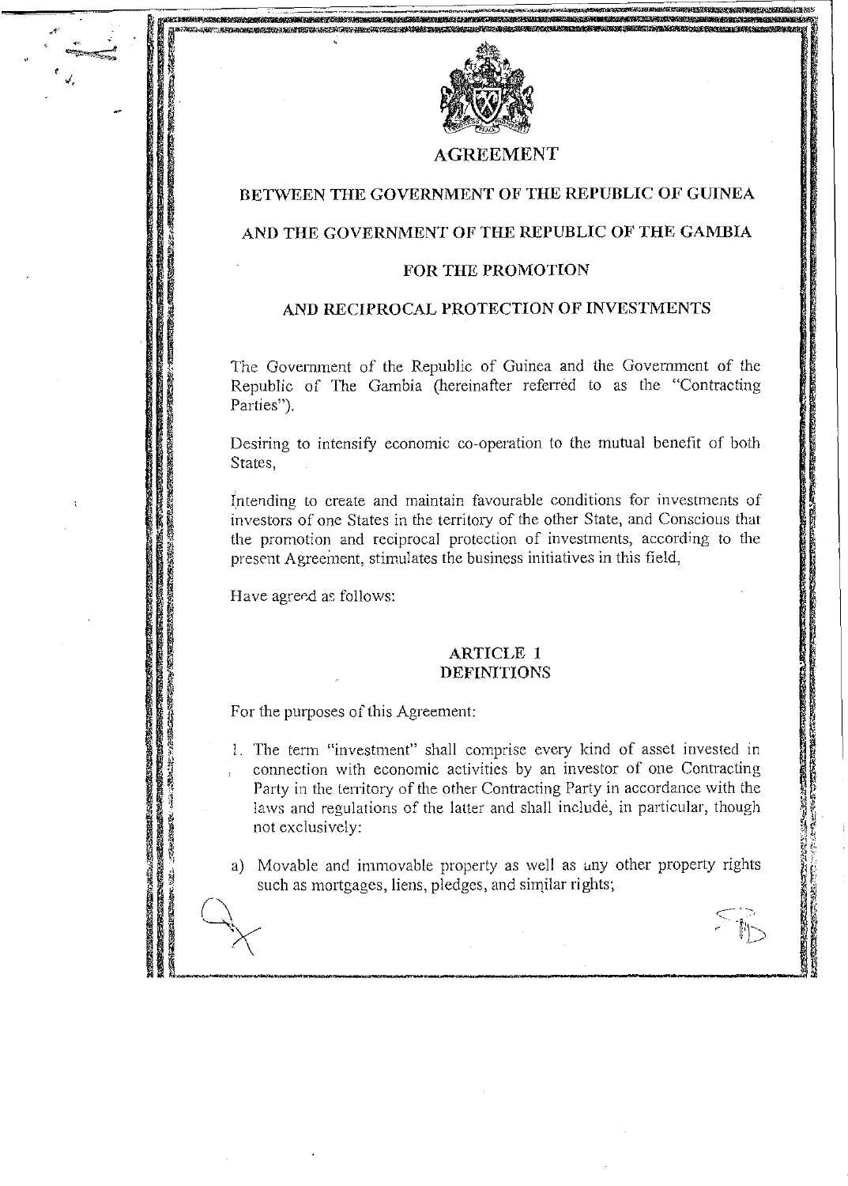# AGREEMENT

## BETWEEN THE GOVERNMENT OF THE REPUBLIC OF GUINEA

## AND THE GOVERNMENT OF THE REPUBLIC OF THE GAMBIA

## FOR THE PROMOTION

## AND RECIPROCAL PROTECTION OF INVESTMENTS

The Government of the Republic of Guinea and the Government of the Republic of The Gambia (hereinafter referred to as the "Contracting Parties").

Desiring to intensify economic co-operation to the mutual benefit of both States,

Intending to create and maintain favourable conditions for investments of investors of one States in the territory of the other State, and Conscious that the promotion and reciprocal protection of investments, according to the present Agreement, stimulates the business initiatives in this field,

Have agreed as follows:

### ARTICLE 1
### DEFINITIONS

For the purposes of this Agreement:

1. The term "investment" shall comprise every kind of asset invested in connection with economic activities by an investor of one Contracting Party in the territory of the other Contracting Party in accordance with the laws and regulations of the latter and shall include, in particular, though not exclusively:

a) Movable and immovable property as well as any other property rights such as mortgages, liens, pledges, and similar rights;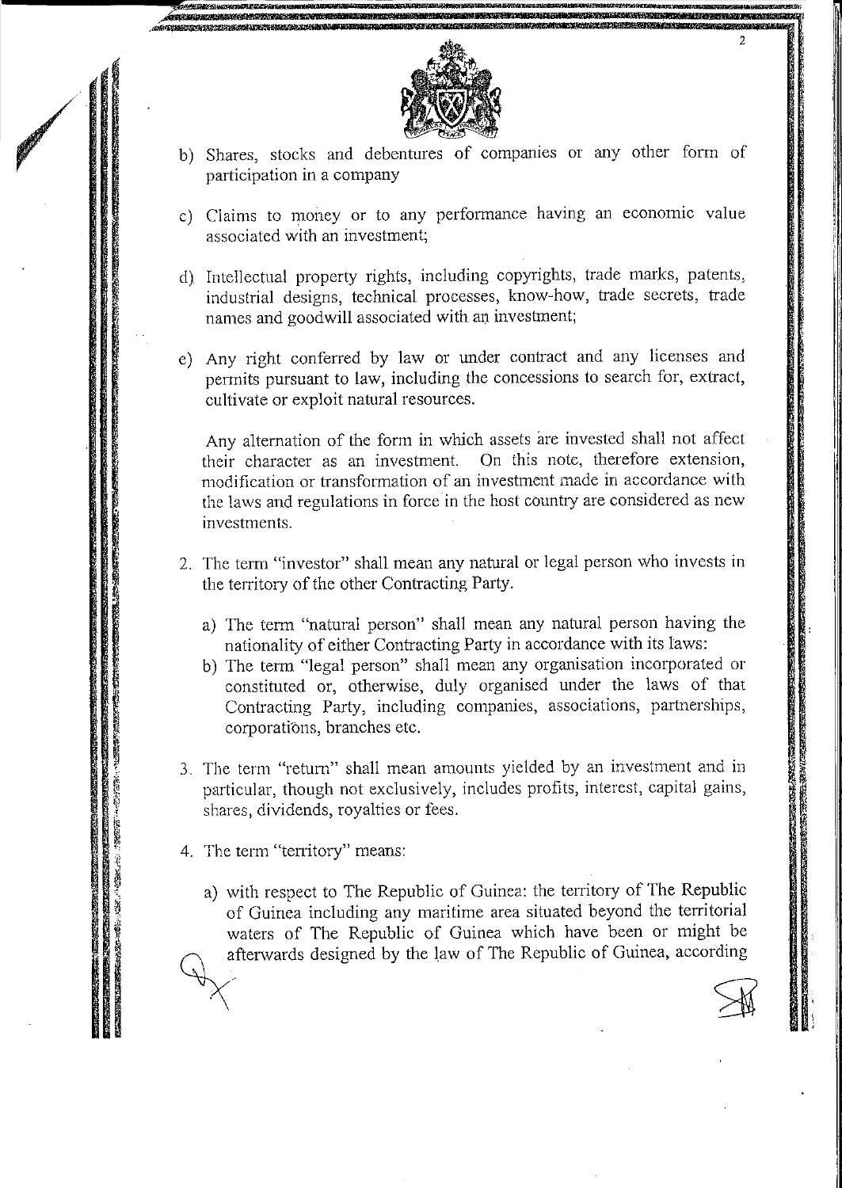b) Shares, stocks and debentures of companies or any other form of participation in a company

c) Claims to money or to any performance having an economic value associated with an investment;

d) Intellectual property rights, including copyrights, trade marks, patents, industrial designs, technical processes, know-how, trade secrets, trade names and goodwill associated with an investment;

e) Any right conferred by law or under contract and any licenses and permits pursuant to law, including the concessions to search for, extract, cultivate or exploit natural resources.

Any alternation of the form in which assets are invested shall not affect their character as an investment. On this note, therefore extension, modification or transformation of an investment made in accordance with the laws and regulations in force in the host country are considered as new investments.

2. The term "investor" shall mean any natural or legal person who invests in the territory of the other Contracting Party.

   a) The term "natural person" shall mean any natural person having the nationality of either Contracting Party in accordance with its laws:
   b) The term "legal person" shall mean any organisation incorporated or constituted or, otherwise, duly organised under the laws of that Contracting Party, including companies, associations, partnerships, corporations, branches etc.

3. The term "return" shall mean amounts yielded by an investment and in particular, though not exclusively, includes profits, interest, capital gains, shares, dividends, royalties or fees.

4. The term "territory" means:

   a) with respect to The Republic of Guinea: the territory of The Republic of Guinea including any maritime area situated beyond the territorial waters of The Republic of Guinea which have been or might be afterwards designed by the law of The Republic of Guinea, according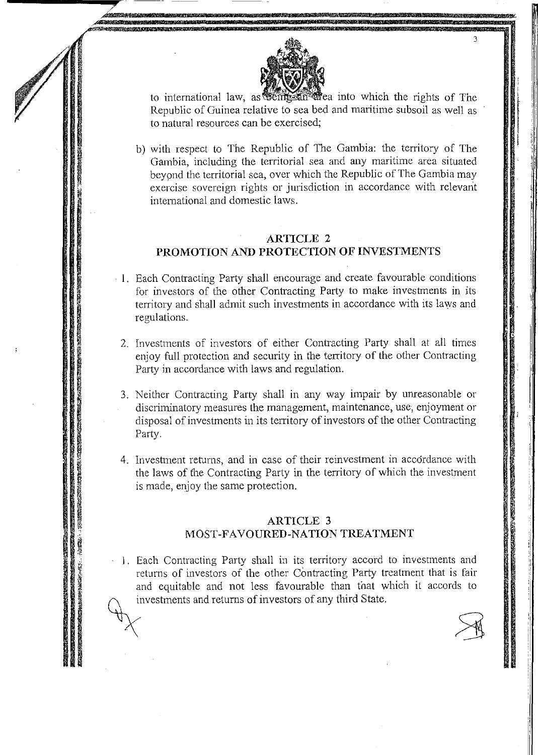to international law, as being an area into which the rights of The Republic of Guinea relative to sea bed and maritime subsoil as well as to natural resources can be exercised;

b) with respect to The Republic of The Gambia: the territory of The Gambia, including the territorial sea and any maritime area situated beyond the territorial sea, over which the Republic of The Gambia may exercise sovereign rights or jurisdiction in accordance with relevant international and domestic laws.

## ARTICLE 2
## PROMOTION AND PROTECTION OF INVESTMENTS

1. Each Contracting Party shall encourage and create favourable conditions for investors of the other Contracting Party to make investments in its territory and shall admit such investments in accordance with its laws and regulations.

2. Investments of investors of either Contracting Party shall at all times enjoy full protection and security in the territory of the other Contracting Party in accordance with laws and regulation.

3. Neither Contracting Party shall in any way impair by unreasonable or discriminatory measures the management, maintenance, use, enjoyment or disposal of investments in its territory of investors of the other Contracting Party.

4. Investment returns, and in case of their reinvestment in accordance with the laws of the Contracting Party in the territory of which the investment is made, enjoy the same protection.

## ARTICLE 3
## MOST-FAVOURED-NATION TREATMENT

1. Each Contracting Party shall in its territory accord to investments and returns of investors of the other Contracting Party treatment that is fair and equitable and not less favourable than that which it accords to investments and returns of investors of any third State.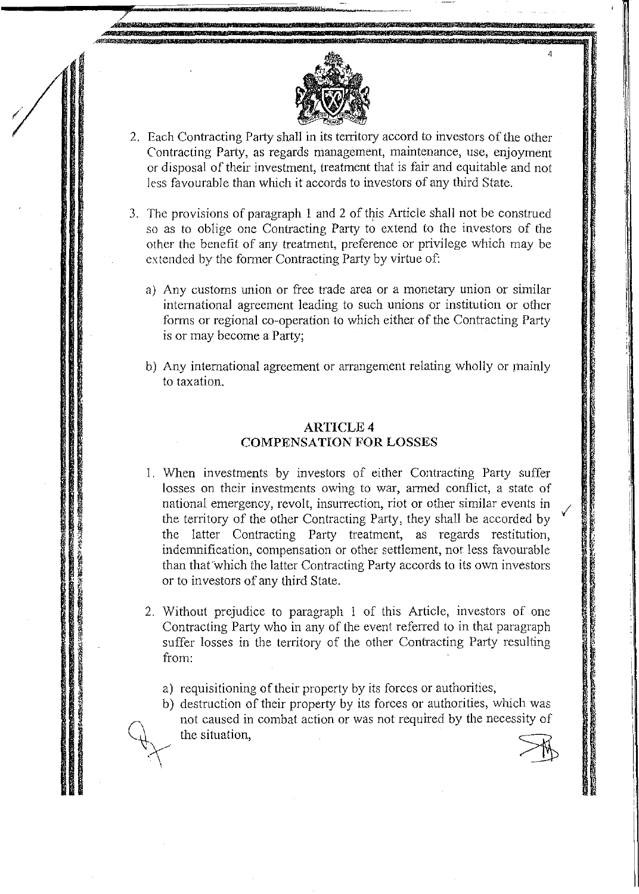2. Each Contracting Party shall in its territory accord to investors of the other Contracting Party, as regards management, maintenance, use, enjoyment or disposal of their investment, treatment that is fair and equitable and not less favourable than which it accords to investors of any third State.

3. The provisions of paragraph 1 and 2 of this Article shall not be construed so as to oblige one Contracting Party to extend to the investors of the other the benefit of any treatment, preference or privilege which may be extended by the former Contracting Party by virtue of:

   a) Any customs union or free trade area or a monetary union or similar international agreement leading to such unions or institution or other forms or regional co-operation to which either of the Contracting Party is or may become a Party;

   b) Any international agreement or arrangement relating wholly or mainly to taxation.

## ARTICLE 4
## COMPENSATION FOR LOSSES

1. When investments by investors of either Contracting Party suffer losses on their investments owing to war, armed conflict, a state of national emergency, revolt, insurrection, riot or other similar events in the territory of the other Contracting Party, they shall be accorded by the latter Contracting Party treatment, as regards restitution, indemnification, compensation or other settlement, not less favourable than that which the latter Contracting Party accords to its own investors or to investors of any third State.

2. Without prejudice to paragraph 1 of this Article, investors of one Contracting Party who in any of the event referred to in that paragraph suffer losses in the territory of the other Contracting Party resulting from:

   a) requisitioning of their property by its forces or authorities,
   b) destruction of their property by its forces or authorities, which was not caused in combat action or was not required by the necessity of the situation,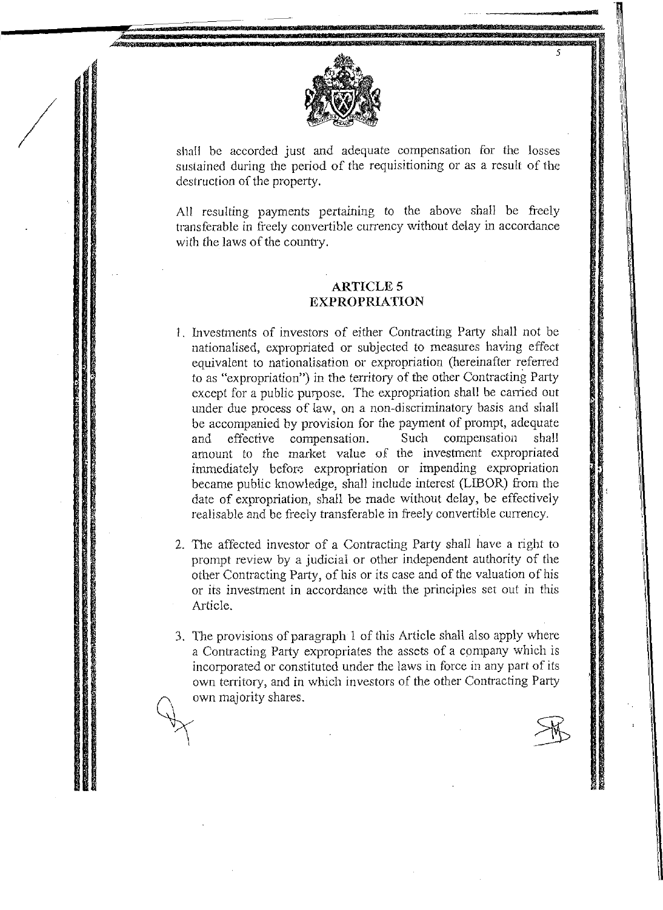shall be accorded just and adequate compensation for the losses sustained during the period of the requisitioning or as a result of the destruction of the property.

All resulting payments pertaining to the above shall be freely transferable in freely convertible currency without delay in accordance with the laws of the country.

## ARTICLE 5
## EXPROPRIATION

1. Investments of investors of either Contracting Party shall not be nationalised, expropriated or subjected to measures having effect equivalent to nationalisation or expropriation (hereinafter referred to as "expropriation") in the territory of the other Contracting Party except for a public purpose. The expropriation shall be carried out under due process of law, on a non-discriminatory basis and shall be accompanied by provision for the payment of prompt, adequate and effective compensation. Such compensation shall amount to the market value of the investment expropriated immediately before expropriation or impending expropriation became public knowledge, shall include interest (LIBOR) from the date of expropriation, shall be made without delay, be effectively realisable and be freely transferable in freely convertible currency.

2. The affected investor of a Contracting Party shall have a right to prompt review by a judicial or other independent authority of the other Contracting Party, of his or its case and of the valuation of his or its investment in accordance with the principles set out in this Article.

3. The provisions of paragraph 1 of this Article shall also apply where a Contracting Party expropriates the assets of a company which is incorporated or constituted under the laws in force in any part of its own territory, and in which investors of the other Contracting Party own majority shares.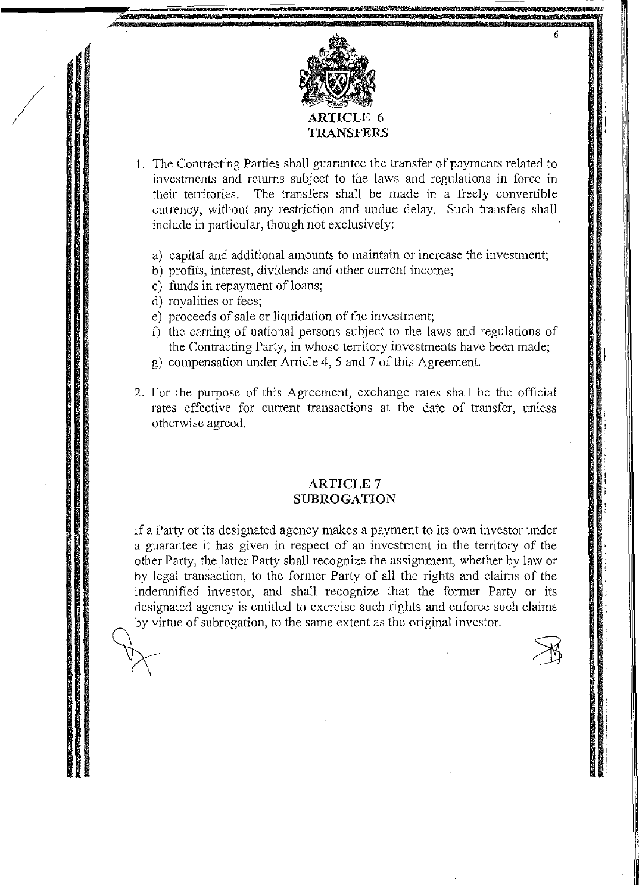## ARTICLE 6
## TRANSFERS

1. The Contracting Parties shall guarantee the transfer of payments related to investments and returns subject to the laws and regulations in force in their territories. The transfers shall be made in a freely convertible currency, without any restriction and undue delay. Such transfers shall include in particular, though not exclusively:

   a) capital and additional amounts to maintain or increase the investment;
   b) profits, interest, dividends and other current income;
   c) funds in repayment of loans;
   d) royalities or fees;
   e) proceeds of sale or liquidation of the investment;
   f) the earning of national persons subject to the laws and regulations of the Contracting Party, in whose territory investments have been made;
   g) compensation under Article 4, 5 and 7 of this Agreement.

2. For the purpose of this Agreement, exchange rates shall be the official rates effective for current transactions at the date of transfer, unless otherwise agreed.

## ARTICLE 7
## SUBROGATION

If a Party or its designated agency makes a payment to its own investor under a guarantee it has given in respect of an investment in the territory of the other Party, the latter Party shall recognize the assignment, whether by law or by legal transaction, to the former Party of all the rights and claims of the indemnified investor, and shall recognize that the former Party or its designated agency is entitled to exercise such rights and enforce such claims by virtue of subrogation, to the same extent as the original investor.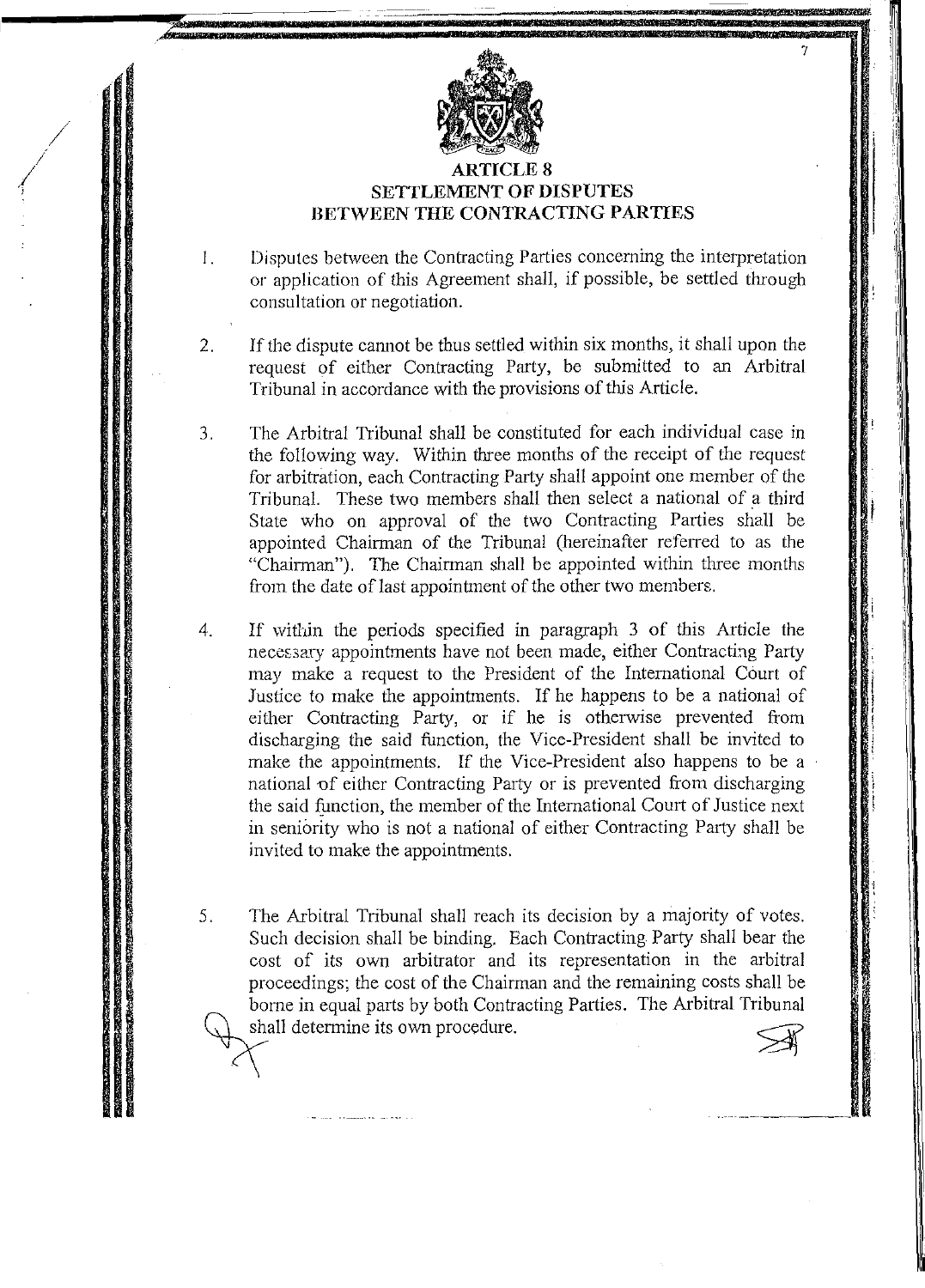## ARTICLE 8
## SETTLEMENT OF DISPUTES BETWEEN THE CONTRACTING PARTIES

1. Disputes between the Contracting Parties concerning the interpretation or application of this Agreement shall, if possible, be settled through consultation or negotiation.

2. If the dispute cannot be thus settled within six months, it shall upon the request of either Contracting Party, be submitted to an Arbitral Tribunal in accordance with the provisions of this Article.

3. The Arbitral Tribunal shall be constituted for each individual case in the following way. Within three months of the receipt of the request for arbitration, each Contracting Party shall appoint one member of the Tribunal. These two members shall then select a national of a third State who on approval of the two Contracting Parties shall be appointed Chairman of the Tribunal (hereinafter referred to as the "Chairman"). The Chairman shall be appointed within three months from the date of last appointment of the other two members.

4. If within the periods specified in paragraph 3 of this Article the necessary appointments have not been made, either Contracting Party may make a request to the President of the International Court of Justice to make the appointments. If he happens to be a national of either Contracting Party, or if he is otherwise prevented from discharging the said function, the Vice-President shall be invited to make the appointments. If the Vice-President also happens to be a national of either Contracting Party or is prevented from discharging the said function, the member of the International Court of Justice next in seniority who is not a national of either Contracting Party shall be invited to make the appointments.

5. The Arbitral Tribunal shall reach its decision by a majority of votes. Such decision shall be binding. Each Contracting Party shall bear the cost of its own arbitrator and its representation in the arbitral proceedings; the cost of the Chairman and the remaining costs shall be borne in equal parts by both Contracting Parties. The Arbitral Tribunal shall determine its own procedure.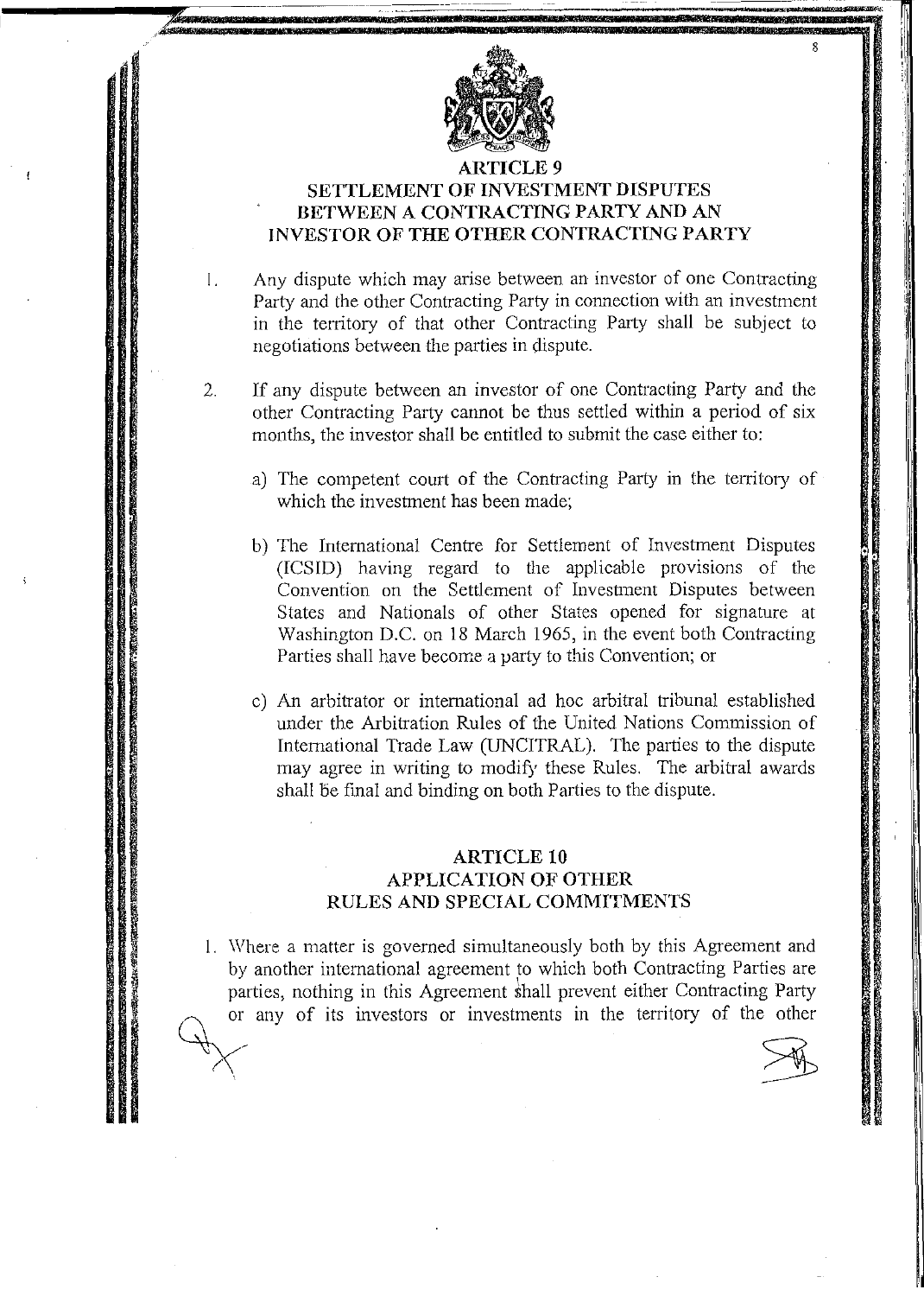## ARTICLE 9
## SETTLEMENT OF INVESTMENT DISPUTES BETWEEN A CONTRACTING PARTY AND AN INVESTOR OF THE OTHER CONTRACTING PARTY

1. Any dispute which may arise between an investor of one Contracting Party and the other Contracting Party in connection with an investment in the territory of that other Contracting Party shall be subject to negotiations between the parties in dispute.

2. If any dispute between an investor of one Contracting Party and the other Contracting Party cannot be thus settled within a period of six months, the investor shall be entitled to submit the case either to:

   a) The competent court of the Contracting Party in the territory of which the investment has been made;

   b) The International Centre for Settlement of Investment Disputes (ICSID) having regard to the applicable provisions of the Convention on the Settlement of Investment Disputes between States and Nationals of other States opened for signature at Washington D.C. on 18 March 1965, in the event both Contracting Parties shall have become a party to this Convention; or

   c) An arbitrator or international ad hoc arbitral tribunal established under the Arbitration Rules of the United Nations Commission of International Trade Law (UNCITRAL). The parties to the dispute may agree in writing to modify these Rules. The arbitral awards shall be final and binding on both Parties to the dispute.

## ARTICLE 10
## APPLICATION OF OTHER RULES AND SPECIAL COMMITMENTS

1. Where a matter is governed simultaneously both by this Agreement and by another international agreement to which both Contracting Parties are parties, nothing in this Agreement shall prevent either Contracting Party or any of its investors or investments in the territory of the other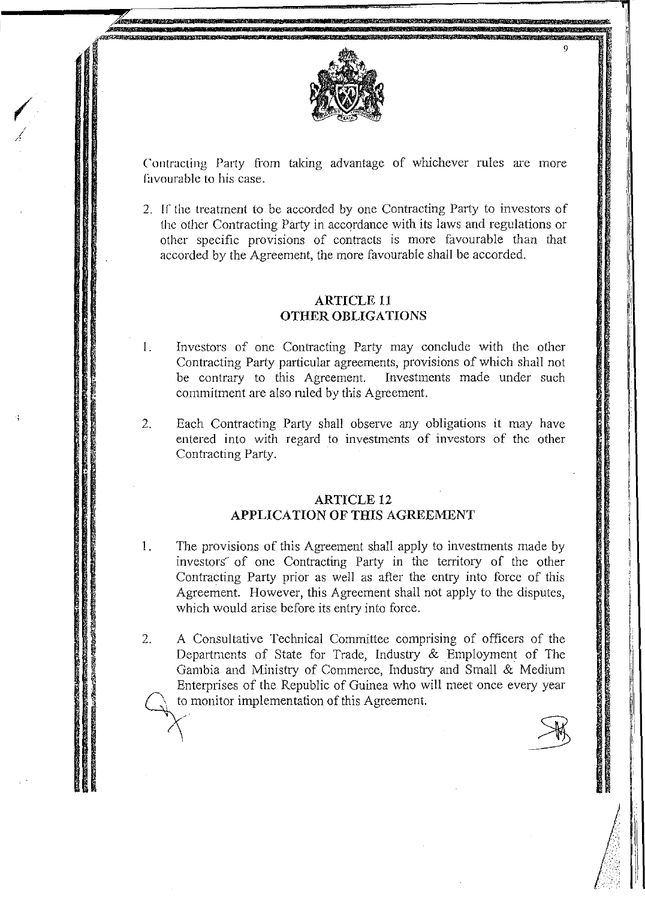Contracting Party from taking advantage of whichever rules are more favourable to his case.

2. If the treatment to be accorded by one Contracting Party to investors of the other Contracting Party in accordance with its laws and regulations or other specific provisions of contracts is more favourable than that accorded by the Agreement, the more favourable shall be accorded.

## ARTICLE 11
## OTHER OBLIGATIONS

1. Investors of one Contracting Party may conclude with the other Contracting Party particular agreements, provisions of which shall not be contrary to this Agreement. Investments made under such commitment are also ruled by this Agreement.

2. Each Contracting Party shall observe any obligations it may have entered into with regard to investments of investors of the other Contracting Party.

## ARTICLE 12
## APPLICATION OF THIS AGREEMENT

1. The provisions of this Agreement shall apply to investments made by investors of one Contracting Party in the territory of the other Contracting Party prior as well as after the entry into force of this Agreement. However, this Agreement shall not apply to the disputes, which would arise before its entry into force.

2. A Consultative Technical Committee comprising of officers of the Departments of State for Trade, Industry & Employment of The Gambia and Ministry of Commerce, Industry and Small & Medium Enterprises of the Republic of Guinea who will meet once every year to monitor implementation of this Agreement.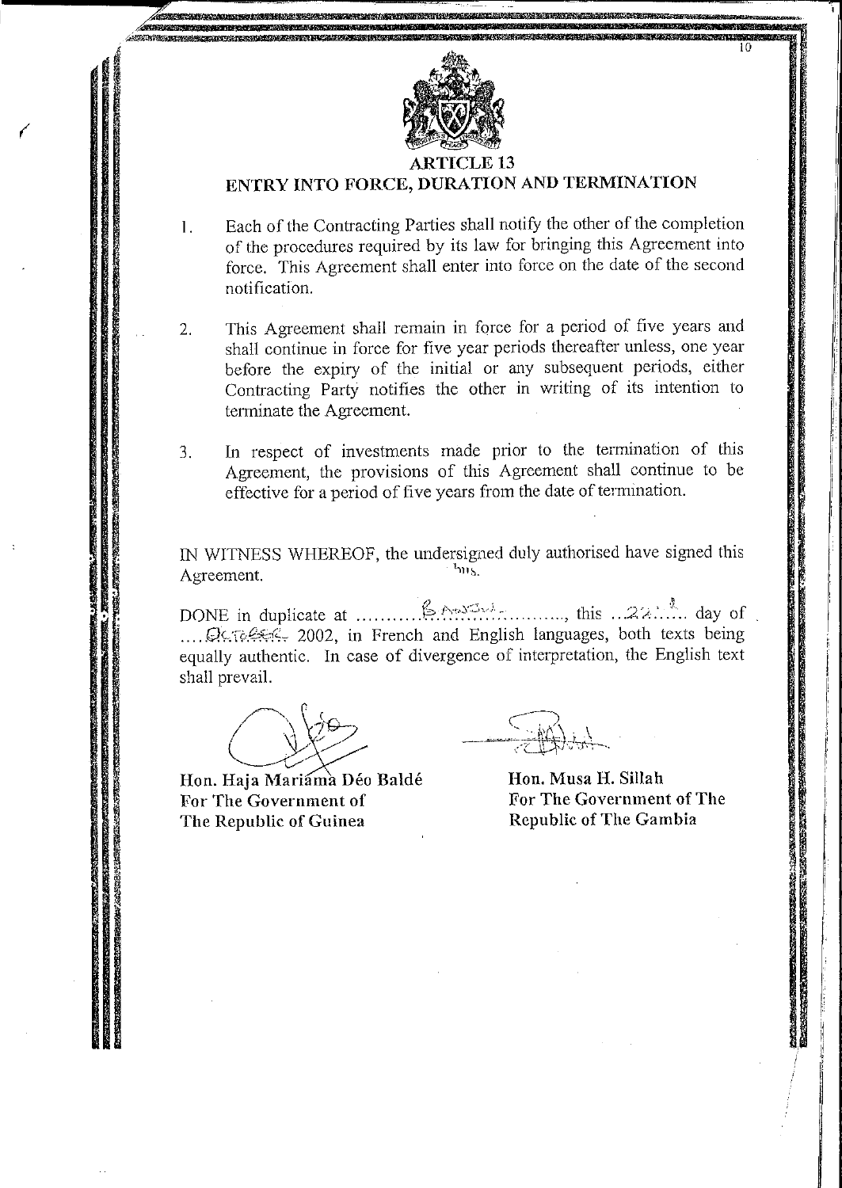## ARTICLE 13
## ENTRY INTO FORCE, DURATION AND TERMINATION

1. Each of the Contracting Parties shall notify the other of the completion of the procedures required by its law for bringing this Agreement into force. This Agreement shall enter into force on the date of the second notification.

2. This Agreement shall remain in force for a period of five years and shall continue in force for five year periods thereafter unless, one year before the expiry of the initial or any subsequent periods, either Contracting Party notifies the other in writing of its intention to terminate the Agreement.

3. In respect of investments made prior to the termination of this Agreement, the provisions of this Agreement shall continue to be effective for a period of five years from the date of termination.

IN WITNESS WHEREOF, the undersigned duly authorised have signed this Agreement.

DONE in duplicate at ..........Banjul.........., this ...22nd... day of ....October 2002, in French and English languages, both texts being equally authentic. In case of divergence of interpretation, the English text shall prevail.

| | |
|---|---|
| **Hon. Haja Mariama Déo Baldé** | **Hon. Musa H. Sillah** |
| **For The Government of** | **For The Government of The** |
| **The Republic of Guinea** | **Republic of The Gambia** |